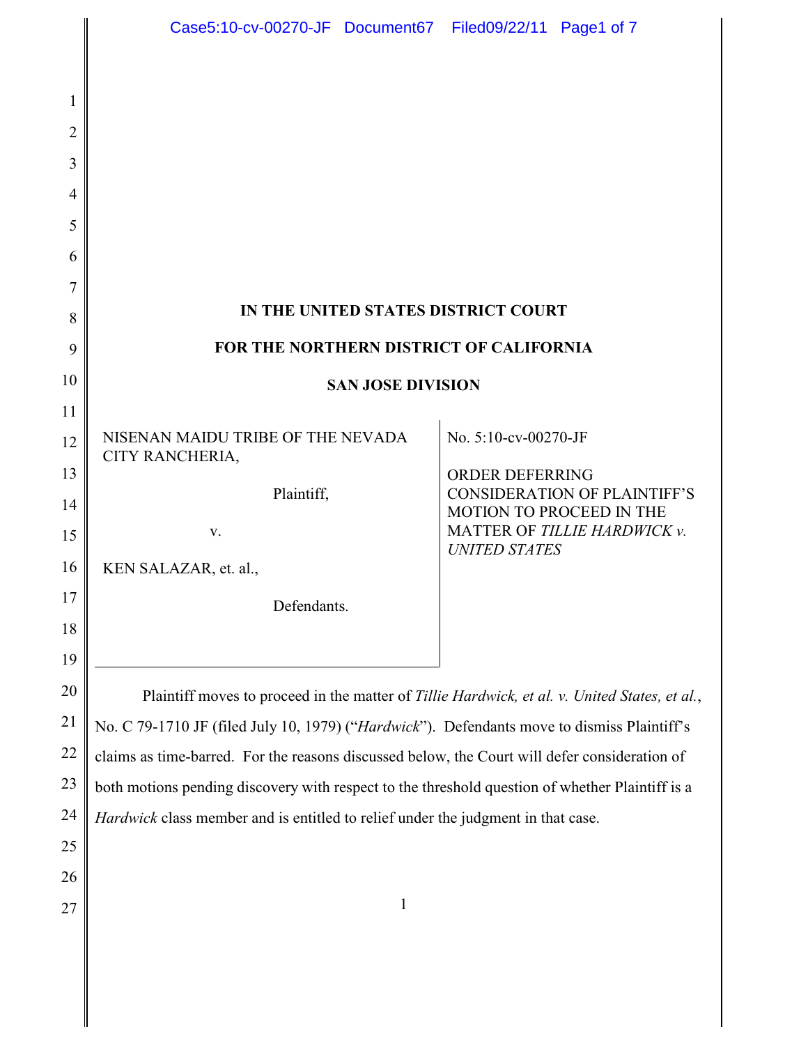**IN THE UNITED STATES DISTRICT COURT**

**FOR THE NORTHERN DISTRICT OF CALIFORNIA**

**SAN JOSE DIVISION**

| | |
|---|---|
| NISENAN MAIDU TRIBE OF THE NEVADA CITY RANCHERIA,<br><br>Plaintiff,<br><br>v.<br><br>KEN SALAZAR, et. al.,<br><br>Defendants. | No. 5:10-cv-00270-JF<br><br>ORDER DEFERRING CONSIDERATION OF PLAINTIFF'S MOTION TO PROCEED IN THE MATTER OF *TILLIE HARDWICK v. UNITED STATES* |

Plaintiff moves to proceed in the matter of *Tillie Hardwick, et al. v. United States, et al.*, No. C 79-1710 JF (filed July 10, 1979) ("*Hardwick*"). Defendants move to dismiss Plaintiff's claims as time-barred. For the reasons discussed below, the Court will defer consideration of both motions pending discovery with respect to the threshold question of whether Plaintiff is a *Hardwick* class member and is entitled to relief under the judgment in that case.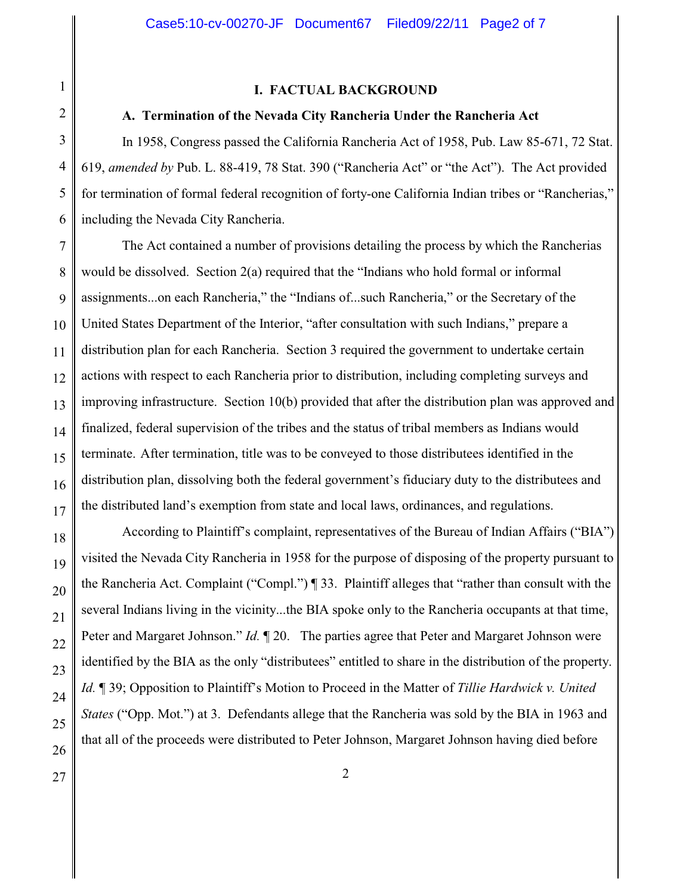## I. FACTUAL BACKGROUND

### A. Termination of the Nevada City Rancheria Under the Rancheria Act

In 1958, Congress passed the California Rancheria Act of 1958, Pub. Law 85-671, 72 Stat. 619, *amended by* Pub. L. 88-419, 78 Stat. 390 ("Rancheria Act" or "the Act"). The Act provided for termination of formal federal recognition of forty-one California Indian tribes or "Rancherias," including the Nevada City Rancheria.

The Act contained a number of provisions detailing the process by which the Rancherias would be dissolved. Section 2(a) required that the "Indians who hold formal or informal assignments...on each Rancheria," the "Indians of...such Rancheria," or the Secretary of the United States Department of the Interior, "after consultation with such Indians," prepare a distribution plan for each Rancheria. Section 3 required the government to undertake certain actions with respect to each Rancheria prior to distribution, including completing surveys and improving infrastructure. Section 10(b) provided that after the distribution plan was approved and finalized, federal supervision of the tribes and the status of tribal members as Indians would terminate. After termination, title was to be conveyed to those distributees identified in the distribution plan, dissolving both the federal government's fiduciary duty to the distributees and the distributed land's exemption from state and local laws, ordinances, and regulations.

According to Plaintiff's complaint, representatives of the Bureau of Indian Affairs ("BIA") visited the Nevada City Rancheria in 1958 for the purpose of disposing of the property pursuant to the Rancheria Act. Complaint ("Compl.") ¶ 33. Plaintiff alleges that "rather than consult with the several Indians living in the vicinity...the BIA spoke only to the Rancheria occupants at that time, Peter and Margaret Johnson." *Id.* ¶ 20. The parties agree that Peter and Margaret Johnson were identified by the BIA as the only "distributees" entitled to share in the distribution of the property. *Id.* ¶ 39; Opposition to Plaintiff's Motion to Proceed in the Matter of *Tillie Hardwick v. United States* ("Opp. Mot.") at 3. Defendants allege that the Rancheria was sold by the BIA in 1963 and that all of the proceeds were distributed to Peter Johnson, Margaret Johnson having died before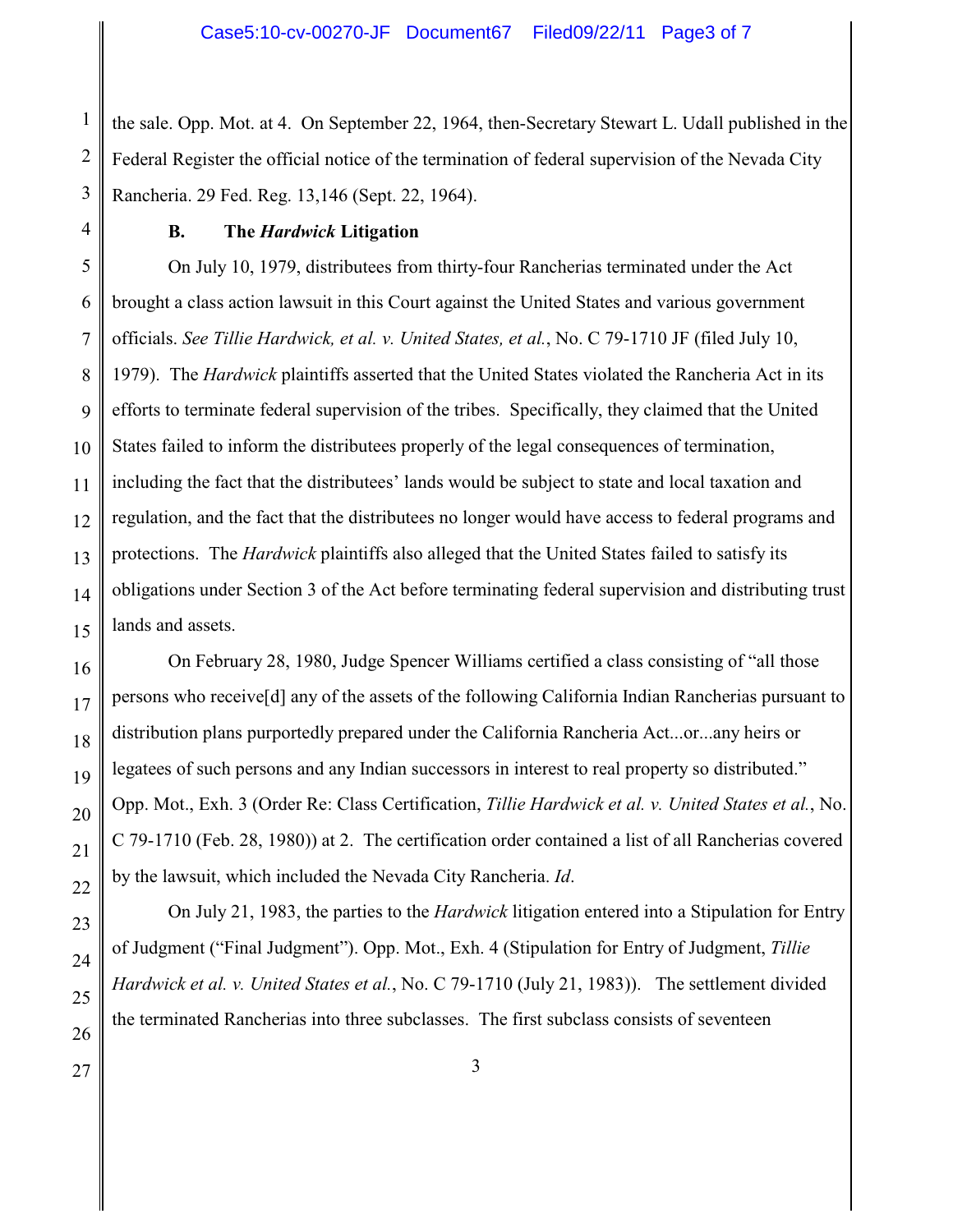the sale. Opp. Mot. at 4. On September 22, 1964, then-Secretary Stewart L. Udall published in the Federal Register the official notice of the termination of federal supervision of the Nevada City Rancheria. 29 Fed. Reg. 13,146 (Sept. 22, 1964).

### B. The *Hardwick* Litigation

On July 10, 1979, distributees from thirty-four Rancherias terminated under the Act brought a class action lawsuit in this Court against the United States and various government officials. *See Tillie Hardwick, et al. v. United States, et al.*, No. C 79-1710 JF (filed July 10, 1979). The *Hardwick* plaintiffs asserted that the United States violated the Rancheria Act in its efforts to terminate federal supervision of the tribes. Specifically, they claimed that the United States failed to inform the distributees properly of the legal consequences of termination, including the fact that the distributees' lands would be subject to state and local taxation and regulation, and the fact that the distributees no longer would have access to federal programs and protections. The *Hardwick* plaintiffs also alleged that the United States failed to satisfy its obligations under Section 3 of the Act before terminating federal supervision and distributing trust lands and assets.

On February 28, 1980, Judge Spencer Williams certified a class consisting of "all those persons who receive[d] any of the assets of the following California Indian Rancherias pursuant to distribution plans purportedly prepared under the California Rancheria Act...or...any heirs or legatees of such persons and any Indian successors in interest to real property so distributed." Opp. Mot., Exh. 3 (Order Re: Class Certification, *Tillie Hardwick et al. v. United States et al.*, No. C 79-1710 (Feb. 28, 1980)) at 2. The certification order contained a list of all Rancherias covered by the lawsuit, which included the Nevada City Rancheria. *Id*.

On July 21, 1983, the parties to the *Hardwick* litigation entered into a Stipulation for Entry of Judgment ("Final Judgment"). Opp. Mot., Exh. 4 (Stipulation for Entry of Judgment, *Tillie Hardwick et al. v. United States et al.*, No. C 79-1710 (July 21, 1983)). The settlement divided the terminated Rancherias into three subclasses. The first subclass consists of seventeen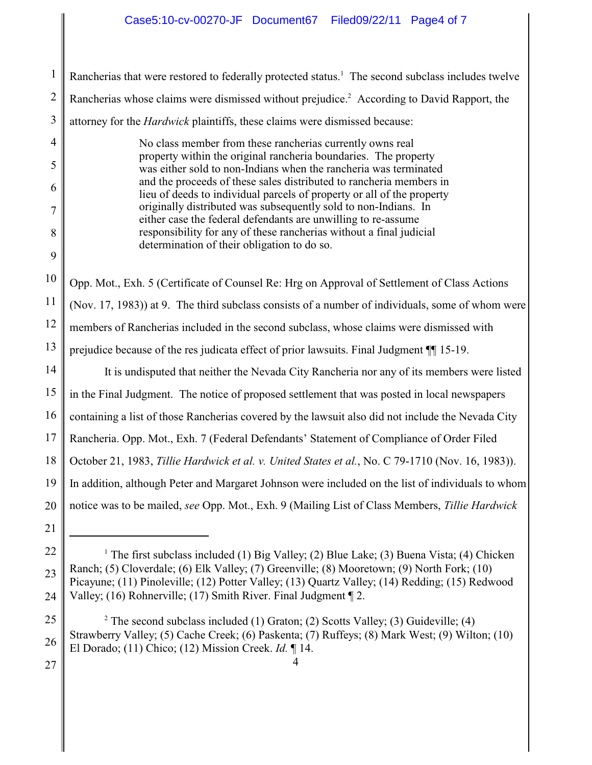Rancherias that were restored to federally protected status.[1] The second subclass includes twelve Rancherias whose claims were dismissed without prejudice.[2] According to David Rapport, the attorney for the *Hardwick* plaintiffs, these claims were dismissed because:

> No class member from these rancherias currently owns real property within the original rancheria boundaries. The property was either sold to non-Indians when the rancheria was terminated and the proceeds of these sales distributed to rancheria members in lieu of deeds to individual parcels of property or all of the property originally distributed was subsequently sold to non-Indians. In either case the federal defendants are unwilling to re-assume responsibility for any of these rancherias without a final judicial determination of their obligation to do so.

Opp. Mot., Exh. 5 (Certificate of Counsel Re: Hrg on Approval of Settlement of Class Actions (Nov. 17, 1983)) at 9. The third subclass consists of a number of individuals, some of whom were members of Rancherias included in the second subclass, whose claims were dismissed with prejudice because of the res judicata effect of prior lawsuits. Final Judgment ¶¶ 15-19.

It is undisputed that neither the Nevada City Rancheria nor any of its members were listed in the Final Judgment. The notice of proposed settlement that was posted in local newspapers containing a list of those Rancherias covered by the lawsuit also did not include the Nevada City Rancheria. Opp. Mot., Exh. 7 (Federal Defendants' Statement of Compliance of Order Filed October 21, 1983, *Tillie Hardwick et al. v. United States et al.*, No. C 79-1710 (Nov. 16, 1983)). In addition, although Peter and Margaret Johnson were included on the list of individuals to whom notice was to be mailed, *see* Opp. Mot., Exh. 9 (Mailing List of Class Members, *Tillie Hardwick*

---

[1] The first subclass included (1) Big Valley; (2) Blue Lake; (3) Buena Vista; (4) Chicken Ranch; (5) Cloverdale; (6) Elk Valley; (7) Greenville; (8) Mooretown; (9) North Fork; (10) Picayune; (11) Pinoleville; (12) Potter Valley; (13) Quartz Valley; (14) Redding; (15) Redwood Valley; (16) Rohnerville; (17) Smith River. Final Judgment ¶ 2.

[2] The second subclass included (1) Graton; (2) Scotts Valley; (3) Guideville; (4) Strawberry Valley; (5) Cache Creek; (6) Paskenta; (7) Ruffeys; (8) Mark West; (9) Wilton; (10) El Dorado; (11) Chico; (12) Mission Creek. *Id.* ¶ 14.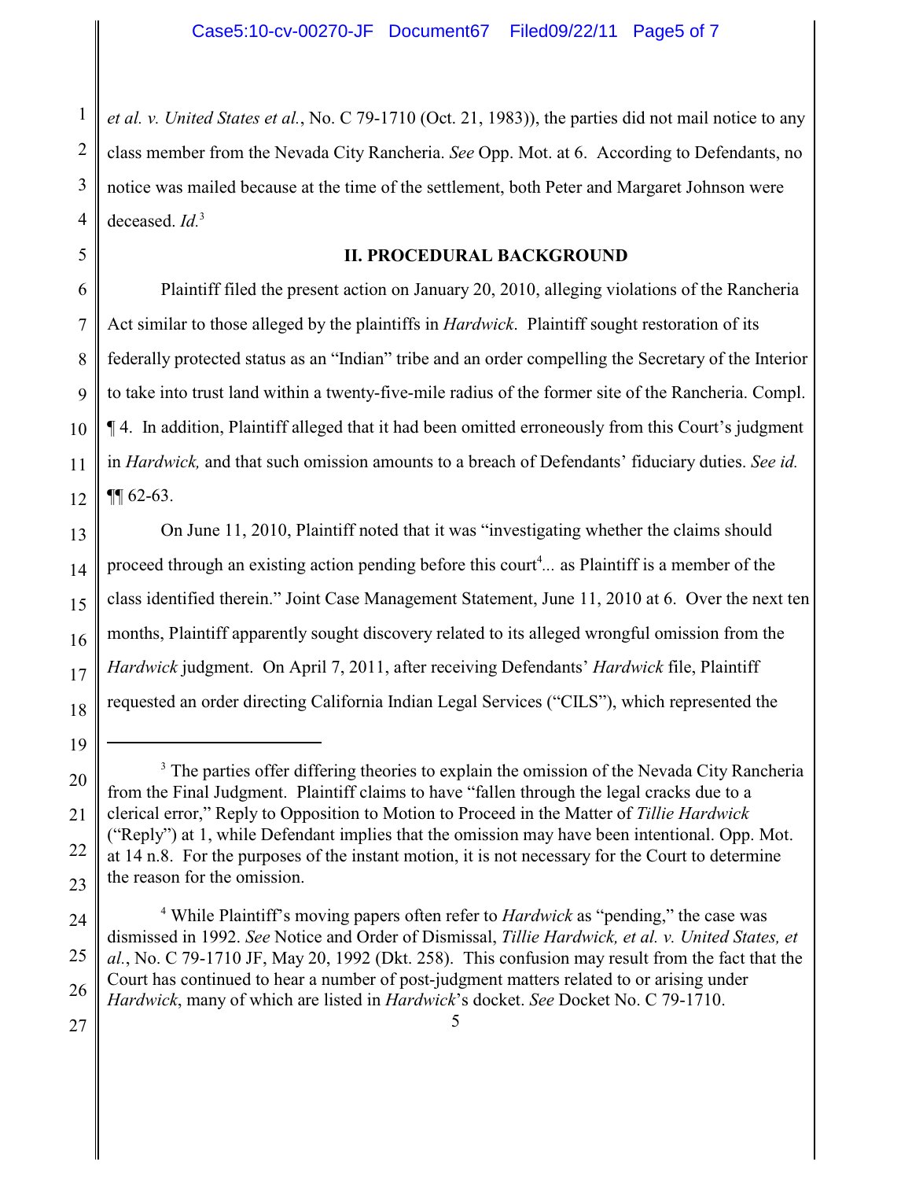*et al. v. United States et al.*, No. C 79-1710 (Oct. 21, 1983)), the parties did not mail notice to any class member from the Nevada City Rancheria. *See* Opp. Mot. at 6. According to Defendants, no notice was mailed because at the time of the settlement, both Peter and Margaret Johnson were deceased. *Id.*[3]

## II. PROCEDURAL BACKGROUND

Plaintiff filed the present action on January 20, 2010, alleging violations of the Rancheria Act similar to those alleged by the plaintiffs in *Hardwick*. Plaintiff sought restoration of its federally protected status as an "Indian" tribe and an order compelling the Secretary of the Interior to take into trust land within a twenty-five-mile radius of the former site of the Rancheria. Compl. ¶ 4. In addition, Plaintiff alleged that it had been omitted erroneously from this Court's judgment in *Hardwick,* and that such omission amounts to a breach of Defendants' fiduciary duties. *See id.* ¶¶ 62-63.

On June 11, 2010, Plaintiff noted that it was "investigating whether the claims should proceed through an existing action pending before this court[4]... as Plaintiff is a member of the class identified therein." Joint Case Management Statement, June 11, 2010 at 6. Over the next ten months, Plaintiff apparently sought discovery related to its alleged wrongful omission from the *Hardwick* judgment. On April 7, 2011, after receiving Defendants' *Hardwick* file, Plaintiff requested an order directing California Indian Legal Services ("CILS"), which represented the

---

[3] The parties offer differing theories to explain the omission of the Nevada City Rancheria from the Final Judgment. Plaintiff claims to have "fallen through the legal cracks due to a clerical error," Reply to Opposition to Motion to Proceed in the Matter of *Tillie Hardwick* ("Reply") at 1, while Defendant implies that the omission may have been intentional. Opp. Mot. at 14 n.8. For the purposes of the instant motion, it is not necessary for the Court to determine the reason for the omission.

[4] While Plaintiff's moving papers often refer to *Hardwick* as "pending," the case was dismissed in 1992. *See* Notice and Order of Dismissal, *Tillie Hardwick, et al. v. United States, et al.*, No. C 79-1710 JF, May 20, 1992 (Dkt. 258). This confusion may result from the fact that the Court has continued to hear a number of post-judgment matters related to or arising under *Hardwick*, many of which are listed in *Hardwick*'s docket. *See* Docket No. C 79-1710.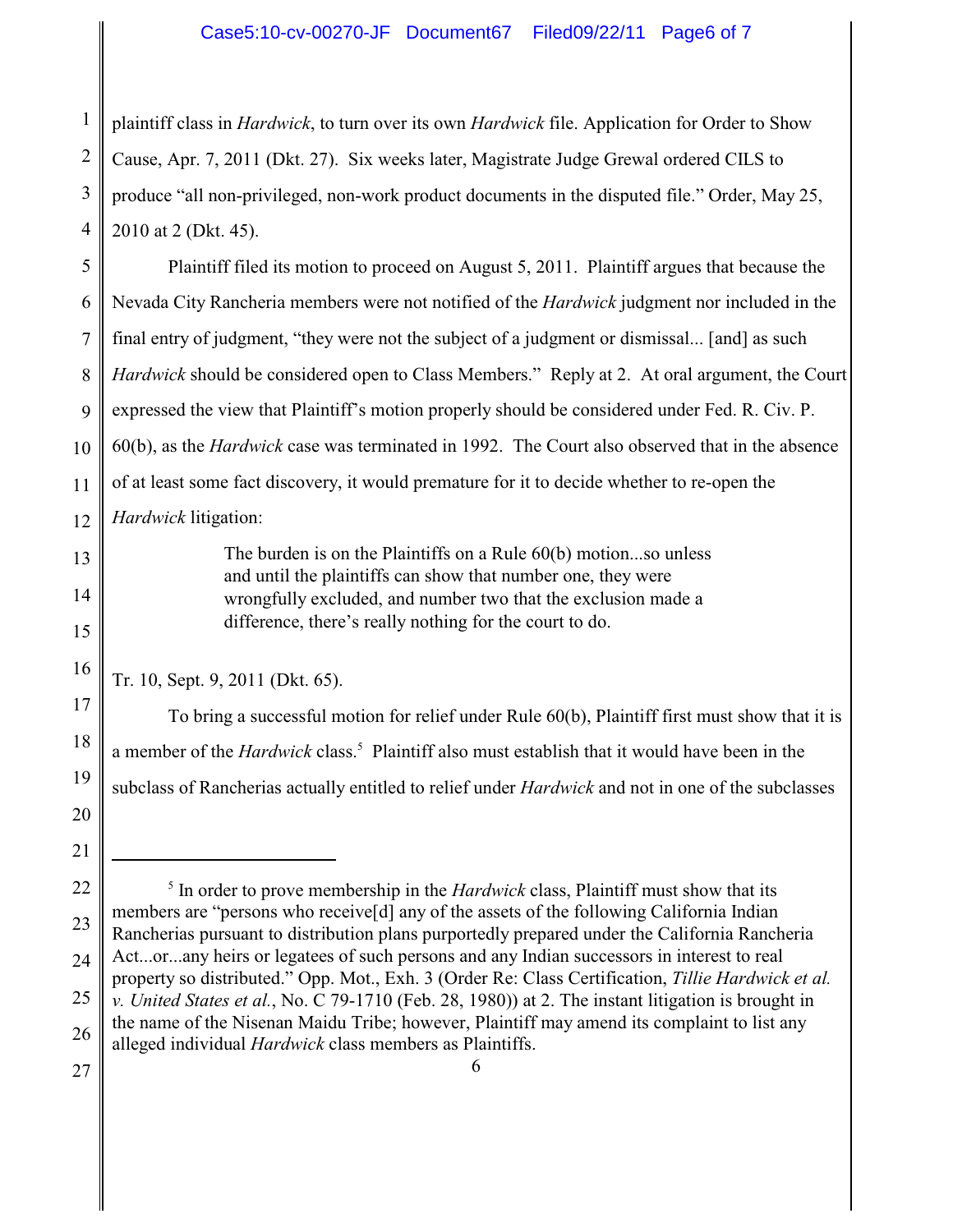plaintiff class in *Hardwick*, to turn over its own *Hardwick* file. Application for Order to Show Cause, Apr. 7, 2011 (Dkt. 27). Six weeks later, Magistrate Judge Grewal ordered CILS to produce "all non-privileged, non-work product documents in the disputed file." Order, May 25, 2010 at 2 (Dkt. 45).

Plaintiff filed its motion to proceed on August 5, 2011. Plaintiff argues that because the Nevada City Rancheria members were not notified of the *Hardwick* judgment nor included in the final entry of judgment, "they were not the subject of a judgment or dismissal... [and] as such *Hardwick* should be considered open to Class Members." Reply at 2. At oral argument, the Court expressed the view that Plaintiff's motion properly should be considered under Fed. R. Civ. P. 60(b), as the *Hardwick* case was terminated in 1992. The Court also observed that in the absence of at least some fact discovery, it would premature for it to decide whether to re-open the *Hardwick* litigation:

> The burden is on the Plaintiffs on a Rule 60(b) motion...so unless and until the plaintiffs can show that number one, they were wrongfully excluded, and number two that the exclusion made a difference, there's really nothing for the court to do.

Tr. 10, Sept. 9, 2011 (Dkt. 65).

To bring a successful motion for relief under Rule 60(b), Plaintiff first must show that it is a member of the *Hardwick* class.[5] Plaintiff also must establish that it would have been in the subclass of Rancherias actually entitled to relief under *Hardwick* and not in one of the subclasses

---

[5] In order to prove membership in the *Hardwick* class, Plaintiff must show that its members are "persons who receive[d] any of the assets of the following California Indian Rancherias pursuant to distribution plans purportedly prepared under the California Rancheria Act...or...any heirs or legatees of such persons and any Indian successors in interest to real property so distributed." Opp. Mot., Exh. 3 (Order Re: Class Certification, *Tillie Hardwick et al. v. United States et al.*, No. C 79-1710 (Feb. 28, 1980)) at 2. The instant litigation is brought in the name of the Nisenan Maidu Tribe; however, Plaintiff may amend its complaint to list any alleged individual *Hardwick* class members as Plaintiffs.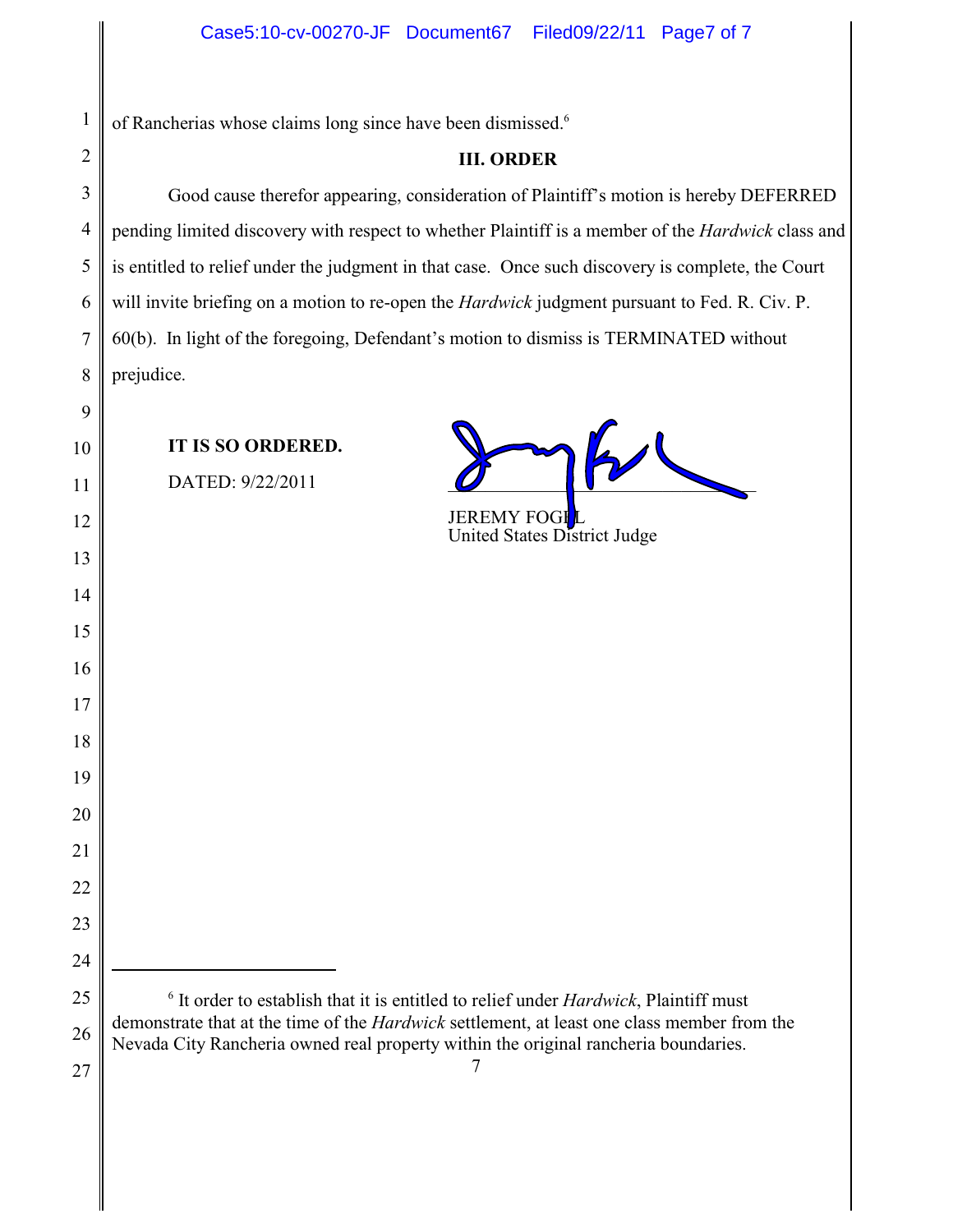of Rancherias whose claims long since have been dismissed.[6]

## III. ORDER

Good cause therefor appearing, consideration of Plaintiff's motion is hereby DEFERRED pending limited discovery with respect to whether Plaintiff is a member of the *Hardwick* class and is entitled to relief under the judgment in that case. Once such discovery is complete, the Court will invite briefing on a motion to re-open the *Hardwick* judgment pursuant to Fed. R. Civ. P. 60(b). In light of the foregoing, Defendant's motion to dismiss is TERMINATED without prejudice.

**IT IS SO ORDERED.**

DATED: 9/22/2011

JEREMY FOGEL
United States District Judge

---

[6] It order to establish that it is entitled to relief under *Hardwick*, Plaintiff must demonstrate that at the time of the *Hardwick* settlement, at least one class member from the Nevada City Rancheria owned real property within the original rancheria boundaries.